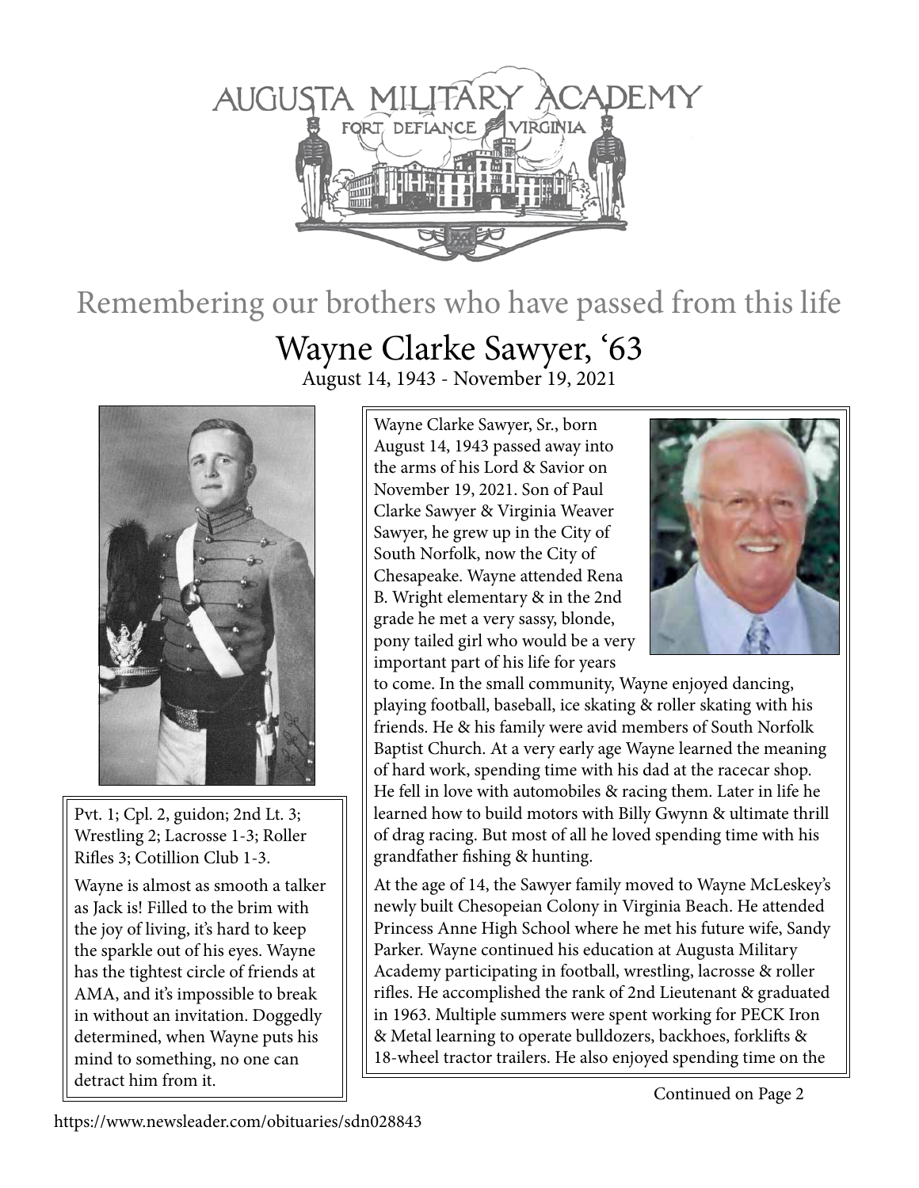# AUGUSTA MILITARY ACADEMY

FORT DEFIANCE VIRGINIA

## Remembering our brothers who have passed from this life

## Wayne Clarke Sawyer, '63

August 14, 1943 - November 19, 2021

Pvt. 1; Cpl. 2, guidon; 2nd Lt. 3; Wrestling 2; Lacrosse 1-3; Roller Rifles 3; Cotillion Club 1-3.

Wayne is almost as smooth a talker as Jack is! Filled to the brim with the joy of living, it's hard to keep the sparkle out of his eyes. Wayne has the tightest circle of friends at AMA, and it's impossible to break in without an invitation. Doggedly determined, when Wayne puts his mind to something, no one can detract him from it.

Wayne Clarke Sawyer, Sr., born August 14, 1943 passed away into the arms of his Lord & Savior on November 19, 2021. Son of Paul Clarke Sawyer & Virginia Weaver Sawyer, he grew up in the City of South Norfolk, now the City of Chesapeake. Wayne attended Rena B. Wright elementary & in the 2nd grade he met a very sassy, blonde, pony tailed girl who would be a very important part of his life for years to come. In the small community, Wayne enjoyed dancing, playing football, baseball, ice skating & roller skating with his friends. He & his family were avid members of South Norfolk Baptist Church. At a very early age Wayne learned the meaning of hard work, spending time with his dad at the racecar shop. He fell in love with automobiles & racing them. Later in life he learned how to build motors with Billy Gwynn & ultimate thrill of drag racing. But most of all he loved spending time with his grandfather fishing & hunting.

At the age of 14, the Sawyer family moved to Wayne McLeskey's newly built Chesopeian Colony in Virginia Beach. He attended Princess Anne High School where he met his future wife, Sandy Parker. Wayne continued his education at Augusta Military Academy participating in football, wrestling, lacrosse & roller rifles. He accomplished the rank of 2nd Lieutenant & graduated in 1963. Multiple summers were spent working for PECK Iron & Metal learning to operate bulldozers, backhoes, forklifts & 18-wheel tractor trailers. He also enjoyed spending time on the

Continued on Page 2

https://www.newsleader.com/obituaries/sdn028843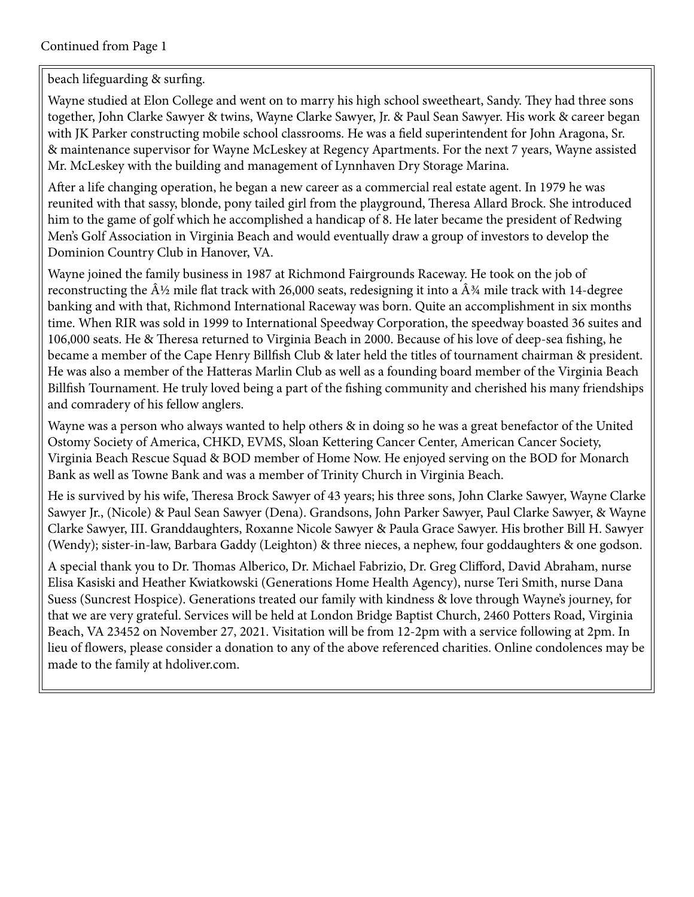Continued from Page 1

beach lifeguarding & surfing.

Wayne studied at Elon College and went on to marry his high school sweetheart, Sandy. They had three sons together, John Clarke Sawyer & twins, Wayne Clarke Sawyer, Jr. & Paul Sean Sawyer. His work & career began with JK Parker constructing mobile school classrooms. He was a field superintendent for John Aragona, Sr. & maintenance supervisor for Wayne McLeskey at Regency Apartments. For the next 7 years, Wayne assisted Mr. McLeskey with the building and management of Lynnhaven Dry Storage Marina.

After a life changing operation, he began a new career as a commercial real estate agent. In 1979 he was reunited with that sassy, blonde, pony tailed girl from the playground, Theresa Allard Brock. She introduced him to the game of golf which he accomplished a handicap of 8. He later became the president of Redwing Men's Golf Association in Virginia Beach and would eventually draw a group of investors to develop the Dominion Country Club in Hanover, VA.

Wayne joined the family business in 1987 at Richmond Fairgrounds Raceway. He took on the job of reconstructing the Â½ mile flat track with 26,000 seats, redesigning it into a Â¾ mile track with 14-degree banking and with that, Richmond International Raceway was born. Quite an accomplishment in six months time. When RIR was sold in 1999 to International Speedway Corporation, the speedway boasted 36 suites and 106,000 seats. He & Theresa returned to Virginia Beach in 2000. Because of his love of deep-sea fishing, he became a member of the Cape Henry Billfish Club & later held the titles of tournament chairman & president. He was also a member of the Hatteras Marlin Club as well as a founding board member of the Virginia Beach Billfish Tournament. He truly loved being a part of the fishing community and cherished his many friendships and comradery of his fellow anglers.

Wayne was a person who always wanted to help others & in doing so he was a great benefactor of the United Ostomy Society of America, CHKD, EVMS, Sloan Kettering Cancer Center, American Cancer Society, Virginia Beach Rescue Squad & BOD member of Home Now. He enjoyed serving on the BOD for Monarch Bank as well as Towne Bank and was a member of Trinity Church in Virginia Beach.

He is survived by his wife, Theresa Brock Sawyer of 43 years; his three sons, John Clarke Sawyer, Wayne Clarke Sawyer Jr., (Nicole) & Paul Sean Sawyer (Dena). Grandsons, John Parker Sawyer, Paul Clarke Sawyer, & Wayne Clarke Sawyer, III. Granddaughters, Roxanne Nicole Sawyer & Paula Grace Sawyer. His brother Bill H. Sawyer (Wendy); sister-in-law, Barbara Gaddy (Leighton) & three nieces, a nephew, four goddaughters & one godson.

A special thank you to Dr. Thomas Alberico, Dr. Michael Fabrizio, Dr. Greg Clifford, David Abraham, nurse Elisa Kasiski and Heather Kwiatkowski (Generations Home Health Agency), nurse Teri Smith, nurse Dana Suess (Suncrest Hospice). Generations treated our family with kindness & love through Wayne's journey, for that we are very grateful. Services will be held at London Bridge Baptist Church, 2460 Potters Road, Virginia Beach, VA 23452 on November 27, 2021. Visitation will be from 12-2pm with a service following at 2pm. In lieu of flowers, please consider a donation to any of the above referenced charities. Online condolences may be made to the family at hdoliver.com.